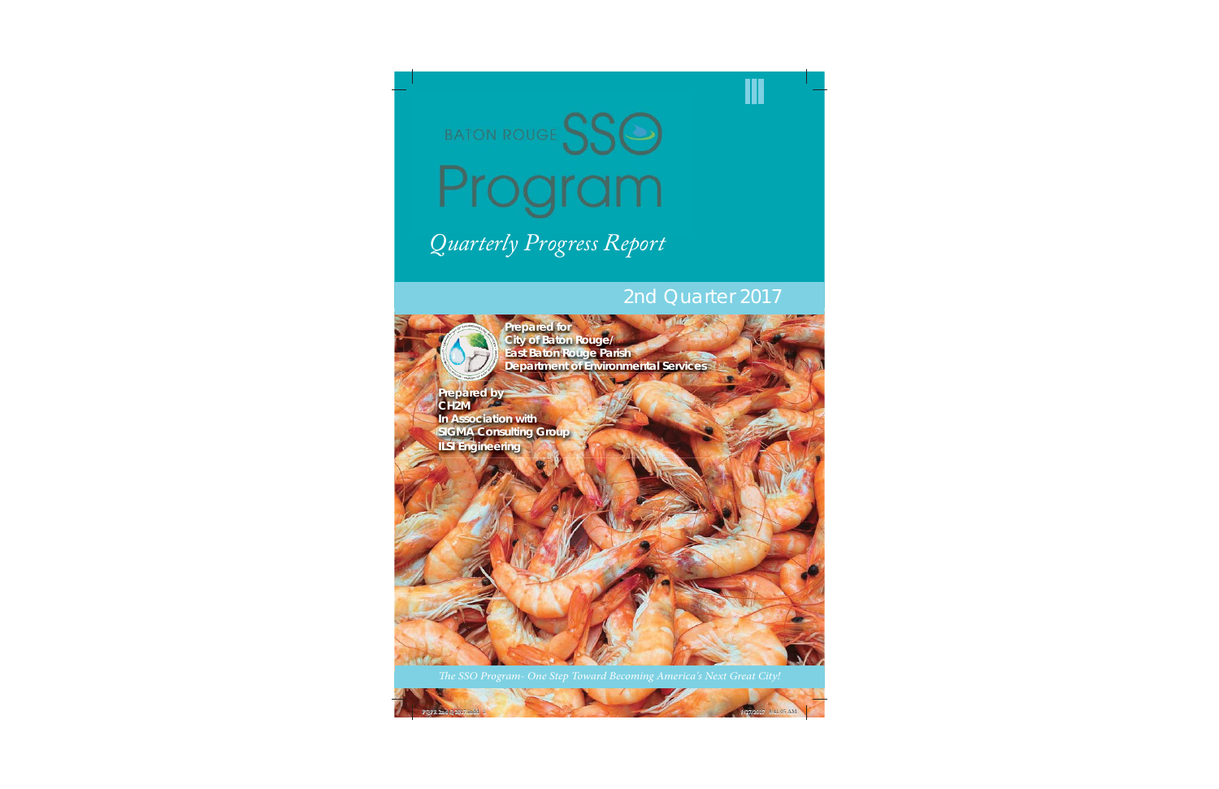# BATON ROUGE SSO Program

*Quarterly Progress Report*

## 2nd Quarter 2017

**Prepared for**
**City of Baton Rouge/**
**East Baton Rouge Parish**
**Department of Environmental Services**

**Prepared by**
**CH2M**
**In Association with**
**SIGMA Consulting Group**
**ILSI Engineering**

*The SSO Program- One Step Toward Becoming America's Next Great City!*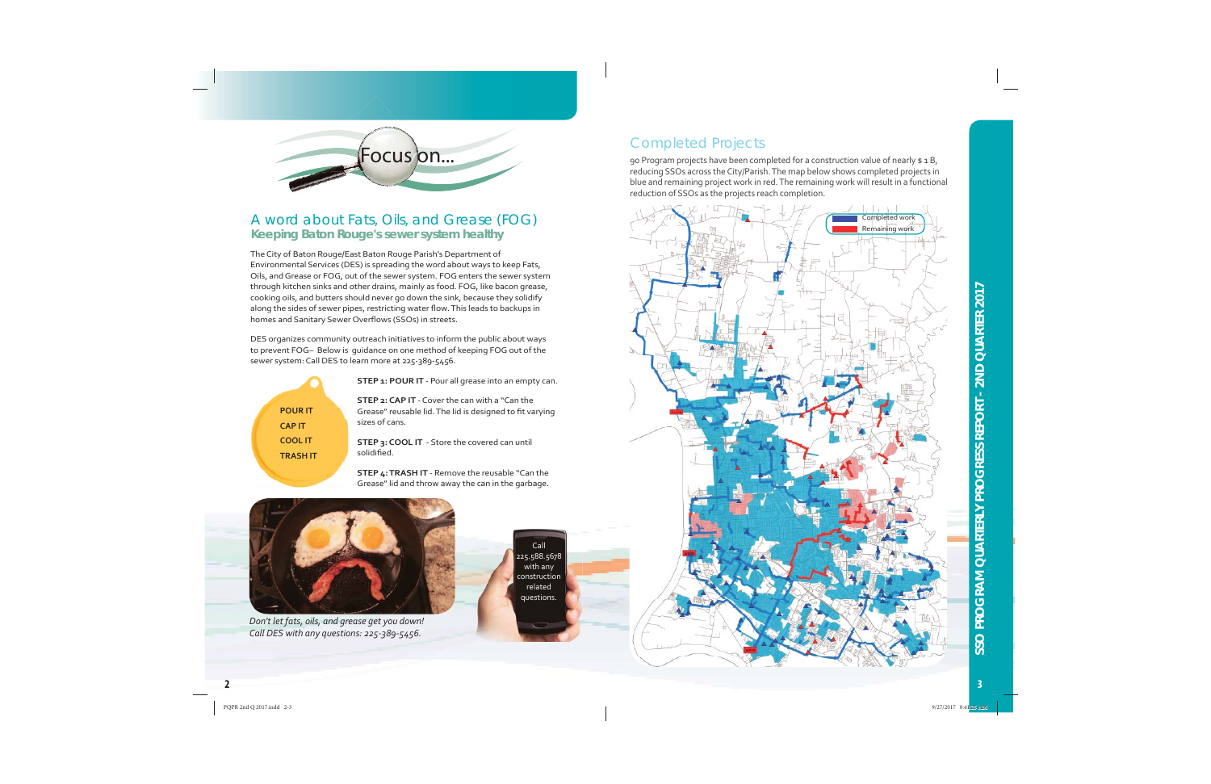# Focus on...

## A word about Fats, Oils, and Grease (FOG)

### Keeping Baton Rouge's sewer system healthy

The City of Baton Rouge/East Baton Rouge Parish's Department of Environmental Services (DES) is spreading the word about ways to keep Fats, Oils, and Grease or FOG, out of the sewer system. FOG enters the sewer system through kitchen sinks and other drains, mainly as food. FOG, like bacon grease, cooking oils, and butters should never go down the sink, because they solidify along the sides of sewer pipes, restricting water flow. This leads to backups in homes and Sanitary Sewer Overflows (SSOs) in streets.

DES organizes community outreach initiatives to inform the public about ways to prevent FOG– Below is guidance on one method of keeping FOG out of the sewer system: Call DES to learn more at 225-389-5456.

**POUR IT**
**CAP IT**
**COOL IT**
**TRASH IT**

**STEP 1: POUR IT** - Pour all grease into an empty can.

**STEP 2: CAP IT** - Cover the can with a "Can the Grease" reusable lid. The lid is designed to fit varying sizes of cans.

**STEP 3: COOL IT** - Store the covered can until solidified.

**STEP 4: TRASH IT** - Remove the reusable "Can the Grease" lid and throw away the can in the garbage.

*Don't let fats, oils, and grease get you down! Call DES with any questions: 225-389-5456.*

Call 225.588.5678 with any construction related questions.

## Completed Projects

90 Program projects have been completed for a construction value of nearly $ 1 B, reducing SSOs across the City/Parish. The map below shows completed projects in blue and remaining project work in red. The remaining work will result in a functional reduction of SSOs as the projects reach completion.

Completed work
Remaining work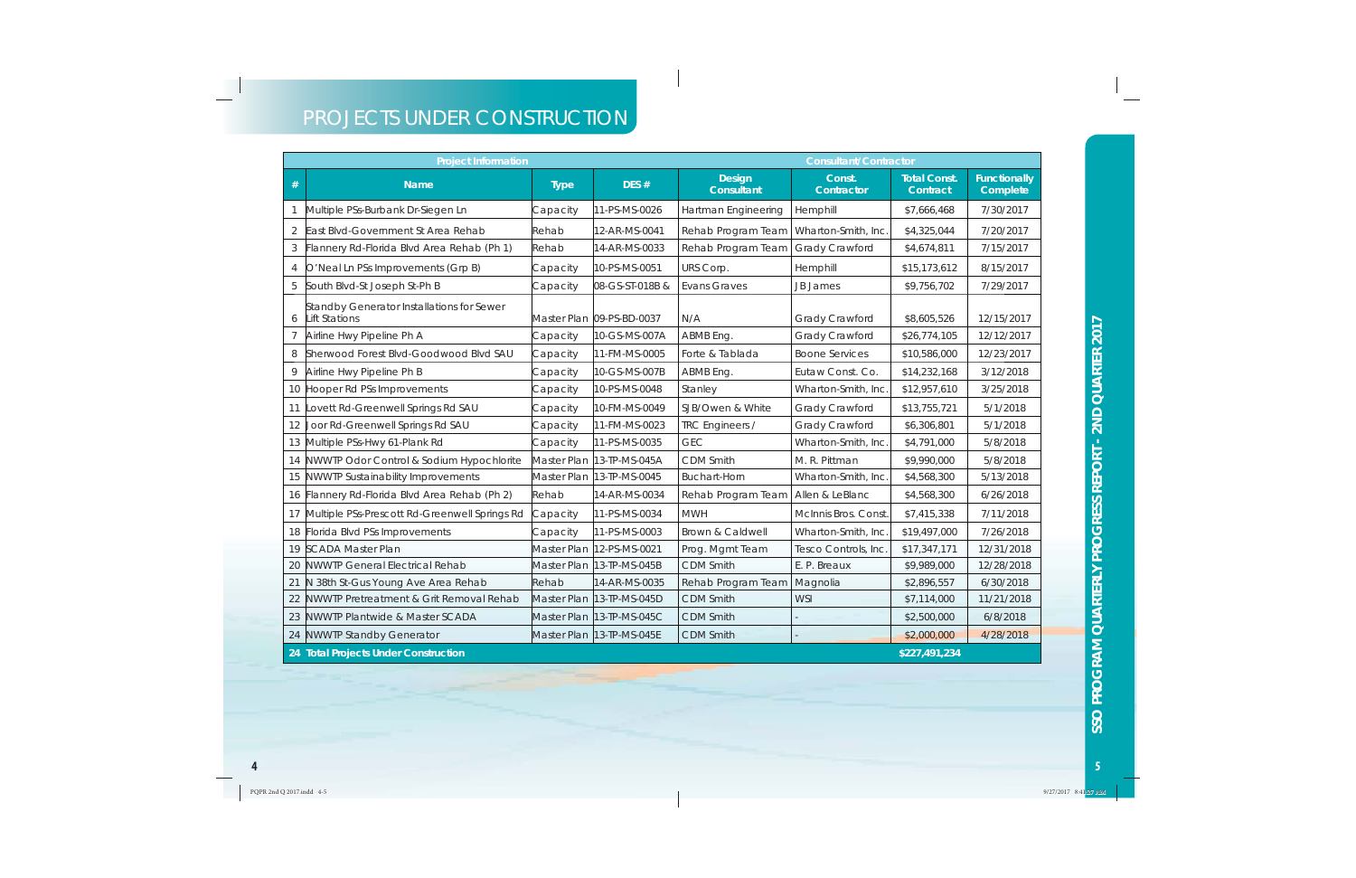# PROJECTS UNDER CONSTRUCTION

| Project Information | | | | Consultant/Contractor | | | |
|---|---|---|---|---|---|---|---|
| # | Name | Type | DES # | Design Consultant | Const. Contractor | Total Const. Contract | Functionally Complete |
| 1 | Multiple PSs-Burbank Dr-Siegen Ln | Capacity | 11-PS-MS-0026 | Hartman Engineering | Hemphill | $7,666,468 | 7/30/2017 |
| 2 | East Blvd-Government St Area Rehab | Rehab | 12-AR-MS-0041 | Rehab Program Team | Wharton-Smith, Inc. | $4,325,044 | 7/20/2017 |
| 3 | Flannery Rd-Florida Blvd Area Rehab (Ph 1) | Rehab | 14-AR-MS-0033 | Rehab Program Team | Grady Crawford | $4,674,811 | 7/15/2017 |
| 4 | O'Neal Ln PSs Improvements (Grp B) | Capacity | 10-PS-MS-0051 | URS Corp. | Hemphill | $15,173,612 | 8/15/2017 |
| 5 | South Blvd-St Joseph St-Ph B | Capacity | 08-GS-ST-018B & | Evans Graves | JB James | $9,756,702 | 7/29/2017 |
| 6 | Standby Generator Installations for Sewer Lift Stations | Master Plan | 09-PS-BD-0037 | N/A | Grady Crawford | $8,605,526 | 12/15/2017 |
| 7 | Airline Hwy Pipeline Ph A | Capacity | 10-GS-MS-007A | ABMB Eng. | Grady Crawford | $26,774,105 | 12/12/2017 |
| 8 | Sherwood Forest Blvd-Goodwood Blvd SAU | Capacity | 11-FM-MS-0005 | Forte & Tablada | Boone Services | $10,586,000 | 12/23/2017 |
| 9 | Airline Hwy Pipeline Ph B | Capacity | 10-GS-MS-007B | ABMB Eng. | Eutaw Const. Co. | $14,232,168 | 3/12/2018 |
| 10 | Hooper Rd PSs Improvements | Capacity | 10-PS-MS-0048 | Stanley | Wharton-Smith, Inc. | $12,957,610 | 3/25/2018 |
| 11 | Lovett Rd-Greenwell Springs Rd SAU | Capacity | 10-FM-MS-0049 | SJB/Owen & White | Grady Crawford | $13,755,721 | 5/1/2018 |
| 12 | Joor Rd-Greenwell Springs Rd SAU | Capacity | 11-FM-MS-0023 | TRC Engineers / | Grady Crawford | $6,306,801 | 5/1/2018 |
| 13 | Multiple PSs-Hwy 61-Plank Rd | Capacity | 11-PS-MS-0035 | GEC | Wharton-Smith, Inc. | $4,791,000 | 5/8/2018 |
| 14 | NWWTP Odor Control & Sodium Hypochlorite | Master Plan | 13-TP-MS-045A | CDM Smith | M. R. Pittman | $9,990,000 | 5/8/2018 |
| 15 | NWWTP Sustainability Improvements | Master Plan | 13-TP-MS-0045 | Buchart-Horn | Wharton-Smith, Inc. | $4,568,300 | 5/13/2018 |
| 16 | Flannery Rd-Florida Blvd Area Rehab (Ph 2) | Rehab | 14-AR-MS-0034 | Rehab Program Team | Allen & LeBlanc | $4,568,300 | 6/26/2018 |
| 17 | Multiple PSs-Prescott Rd-Greenwell Springs Rd | Capacity | 11-PS-MS-0034 | MWH | McInnis Bros. Const. | $7,415,338 | 7/11/2018 |
| 18 | Florida Blvd PSs Improvements | Capacity | 11-PS-MS-0003 | Brown & Caldwell | Wharton-Smith, Inc. | $19,497,000 | 7/26/2018 |
| 19 | SCADA Master Plan | Master Plan | 12-PS-MS-0021 | Prog. Mgmt Team | Tesco Controls, Inc. | $17,347,171 | 12/31/2018 |
| 20 | NWWTP General Electrical Rehab | Master Plan | 13-TP-MS-045B | CDM Smith | E. P. Breaux | $9,989,000 | 12/28/2018 |
| 21 | N 38th St-Gus Young Ave Area Rehab | Rehab | 14-AR-MS-0035 | Rehab Program Team | Magnolia | $2,896,557 | 6/30/2018 |
| 22 | NWWTP Pretreatment & Grit Removal Rehab | Master Plan | 13-TP-MS-045D | CDM Smith | WSI | $7,114,000 | 11/21/2018 |
| 23 | NWWTP Plantwide & Master SCADA | Master Plan | 13-TP-MS-045C | CDM Smith | - | $2,500,000 | 6/8/2018 |
| 24 | NWWTP Standby Generator | Master Plan | 13-TP-MS-045E | CDM Smith | - | $2,000,000 | 4/28/2018 |
| **24** | **Total Projects Under Construction** | | | | | **$227,491,234** | |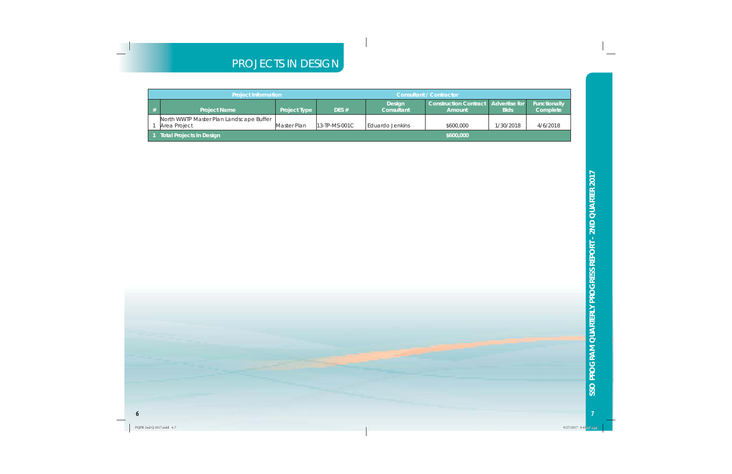# PROJECTS IN DESIGN

| Project Information | | | | Consultant / Contractor | | | |
|---|---|---|---|---|---|---|---|
| # | Project Name | Project Type | DES # | Design Consultant | Construction Contract Amount | Advertise for Bids | Functionally Complete |
| 1 | North WWTP Master Plan Landscape Buffer Area Project | Master Plan | 13-TP-MS-001C | Eduardo Jenkins | $600,000 | 1/30/2018 | 4/6/2018 |
| 1 | **Total Projects In Design** | | | | **$600,000** | | |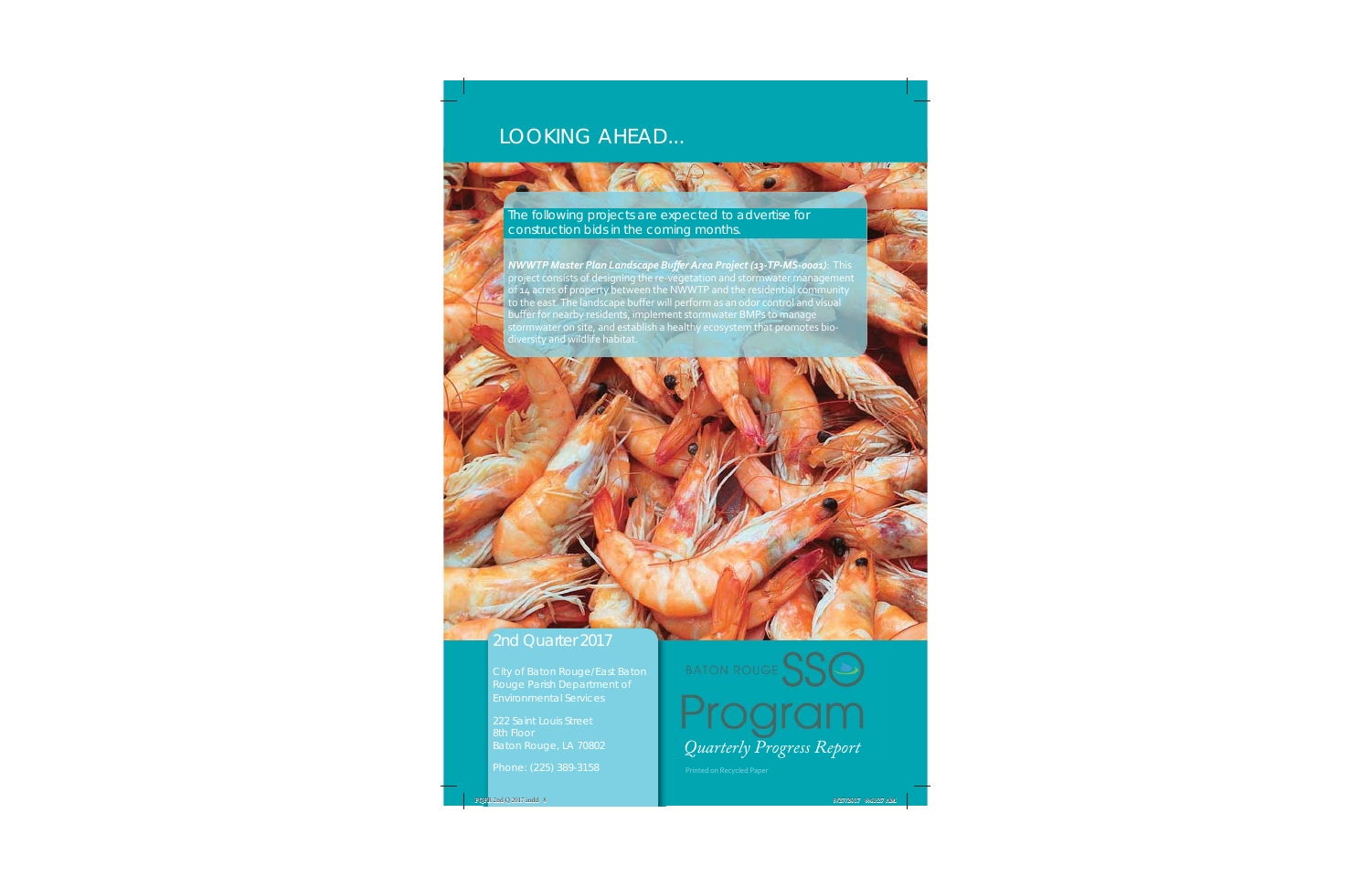# LOOKING AHEAD...

The following projects are expected to advertise for construction bids in the coming months.

***NWWTP Master Plan Landscape Buffer Area Project (13-TP-MS-0001)***: This project consists of designing the re-vegetation and stormwater management of 14 acres of property between the NWWTP and the residential community to the east. The landscape buffer will perform as an odor control and visual buffer for nearby residents, implement stormwater BMPs to manage stormwater on site, and establish a healthy ecosystem that promotes bio-diversity and wildlife habitat.

## 2nd Quarter 2017

City of Baton Rouge/East Baton Rouge Parish Department of Environmental Services

222 Saint Louis Street
8th Floor
Baton Rouge, LA 70802

Phone: (225) 389-3158

BATON ROUGE SSO Program

*Quarterly Progress Report*

Printed on Recycled Paper